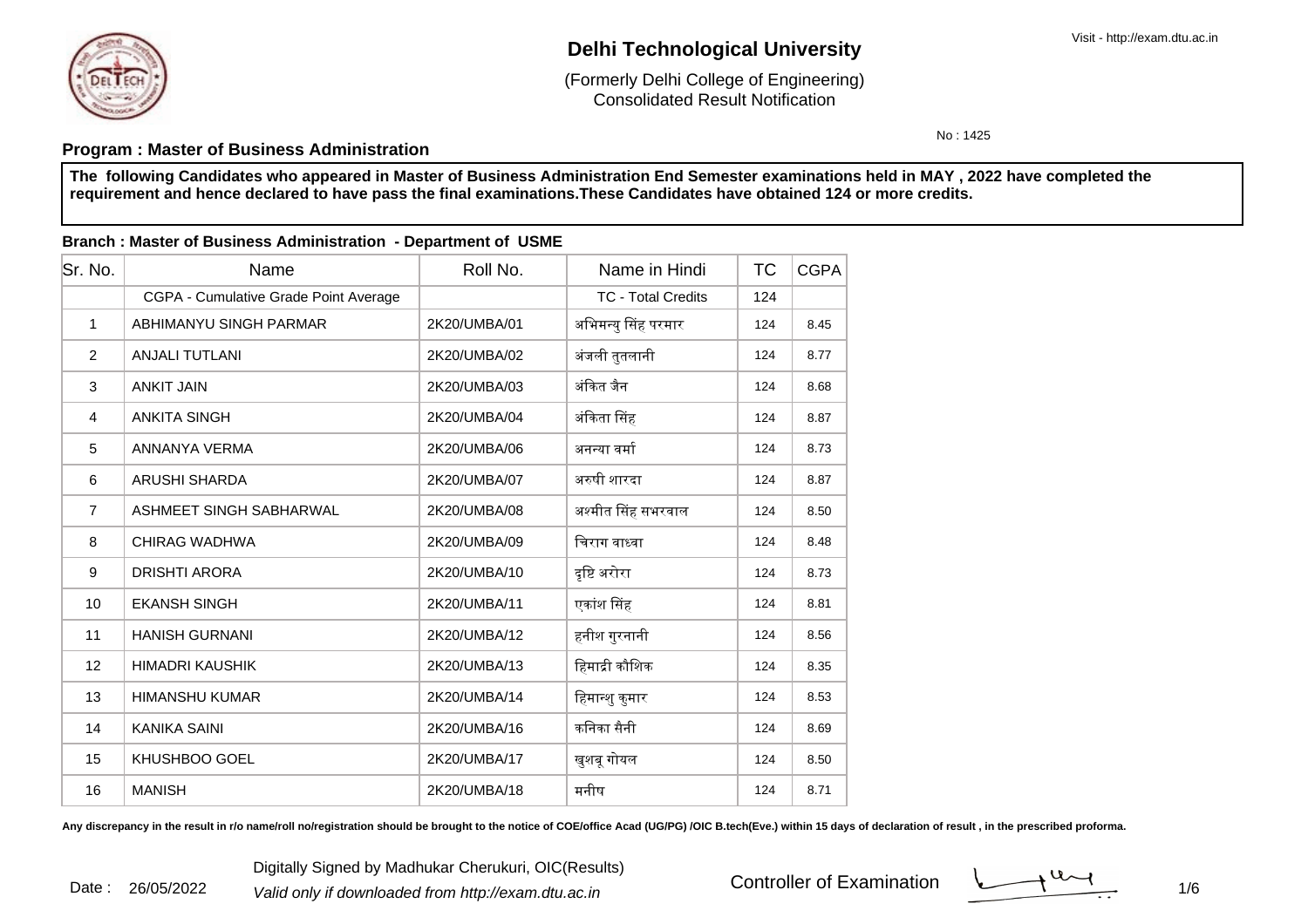# Delhi Technological University

(Formerly Delhi College of Engineering)
Consolidated Result Notification

No : 1425

**Program : Master of Business Administration**

**The following Candidates who appeared in Master of Business Administration End Semester examinations held in MAY , 2022 have completed the requirement and hence declared to have pass the final examinations.These Candidates have obtained 124 or more credits.**

**Branch : Master of Business Administration - Department of USME**

| Sr. No. | Name | Roll No. | Name in Hindi | TC | CGPA |
|---|---|---|---|---|---|
| | CGPA - Cumulative Grade Point Average | | TC - Total Credits | 124 | |
| 1 | ABHIMANYU SINGH PARMAR | 2K20/UMBA/01 | अभिमन्यु सिंह परमार | 124 | 8.45 |
| 2 | ANJALI TUTLANI | 2K20/UMBA/02 | अंजली तुतलानी | 124 | 8.77 |
| 3 | ANKIT JAIN | 2K20/UMBA/03 | अंकित जैन | 124 | 8.68 |
| 4 | ANKITA SINGH | 2K20/UMBA/04 | अंकिता सिंह | 124 | 8.87 |
| 5 | ANNANYA VERMA | 2K20/UMBA/06 | अनन्या वर्मा | 124 | 8.73 |
| 6 | ARUSHI SHARDA | 2K20/UMBA/07 | अरुषी शारदा | 124 | 8.87 |
| 7 | ASHMEET SINGH SABHARWAL | 2K20/UMBA/08 | अश्मीत सिंह सभरवाल | 124 | 8.50 |
| 8 | CHIRAG WADHWA | 2K20/UMBA/09 | चिराग वाध्वा | 124 | 8.48 |
| 9 | DRISHTI ARORA | 2K20/UMBA/10 | दृष्टि अरोरा | 124 | 8.73 |
| 10 | EKANSH SINGH | 2K20/UMBA/11 | एकांश सिंह | 124 | 8.81 |
| 11 | HANISH GURNANI | 2K20/UMBA/12 | हनीश गुरनानी | 124 | 8.56 |
| 12 | HIMADRI KAUSHIK | 2K20/UMBA/13 | हिमाद्री कौशिक | 124 | 8.35 |
| 13 | HIMANSHU KUMAR | 2K20/UMBA/14 | हिमान्शु कुमार | 124 | 8.53 |
| 14 | KANIKA SAINI | 2K20/UMBA/16 | कनिका सैनी | 124 | 8.69 |
| 15 | KHUSHBOO GOEL | 2K20/UMBA/17 | खुशबू गोयल | 124 | 8.50 |
| 16 | MANISH | 2K20/UMBA/18 | मनीष | 124 | 8.71 |

**Any discrepancy in the result in r/o name/roll no/registration should be brought to the notice of COE/office Acad (UG/PG) /OIC B.tech(Eve.) within 15 days of declaration of result , in the prescribed proforma.**

Date : 26/05/2022

Digitally Signed by Madhukar Cherukuri, OIC(Results)
*Valid only if downloaded from http://exam.dtu.ac.in*

Controller of Examination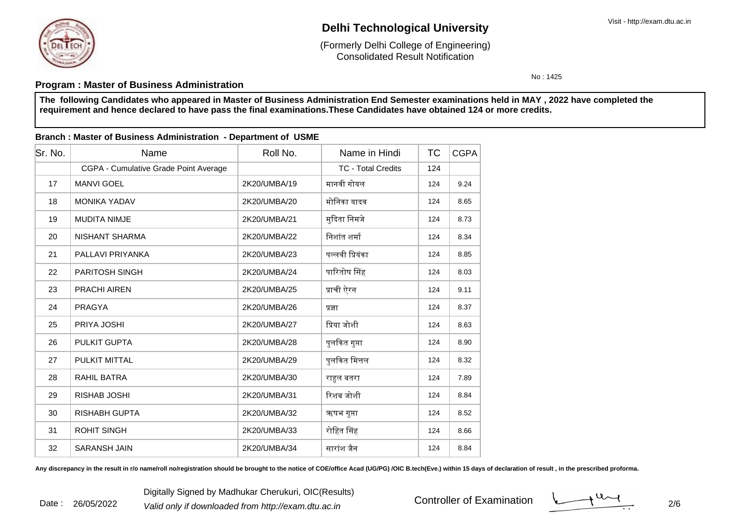# Delhi Technological University

(Formerly Delhi College of Engineering)
Consolidated Result Notification

No : 1425

**Program : Master of Business Administration**

**The following Candidates who appeared in Master of Business Administration End Semester examinations held in MAY , 2022 have completed the requirement and hence declared to have pass the final examinations.These Candidates have obtained 124 or more credits.**

**Branch : Master of Business Administration - Department of USME**

| Sr. No. | Name | Roll No. | Name in Hindi | TC | CGPA |
|---|---|---|---|---|---|
| | CGPA - Cumulative Grade Point Average | | TC - Total Credits | 124 | |
| 17 | MANVI GOEL | 2K20/UMBA/19 | मानवी गोयल | 124 | 9.24 |
| 18 | MONIKA YADAV | 2K20/UMBA/20 | मोनिका यादव | 124 | 8.65 |
| 19 | MUDITA NIMJE | 2K20/UMBA/21 | मुदिता निमजे | 124 | 8.73 |
| 20 | NISHANT SHARMA | 2K20/UMBA/22 | निशांत शर्मा | 124 | 8.34 |
| 21 | PALLAVI PRIYANKA | 2K20/UMBA/23 | पल्लवी प्रियंका | 124 | 8.85 |
| 22 | PARITOSH SINGH | 2K20/UMBA/24 | पारितोष सिंह | 124 | 8.03 |
| 23 | PRACHI AIREN | 2K20/UMBA/25 | प्राची ऐरन | 124 | 9.11 |
| 24 | PRAGYA | 2K20/UMBA/26 | प्रज्ञा | 124 | 8.37 |
| 25 | PRIYA JOSHI | 2K20/UMBA/27 | प्रिया जोशी | 124 | 8.63 |
| 26 | PULKIT GUPTA | 2K20/UMBA/28 | पुलकित गुप्ता | 124 | 8.90 |
| 27 | PULKIT MITTAL | 2K20/UMBA/29 | पुलकित मित्तल | 124 | 8.32 |
| 28 | RAHIL BATRA | 2K20/UMBA/30 | राहुल बतरा | 124 | 7.89 |
| 29 | RISHAB JOSHI | 2K20/UMBA/31 | रिशब जोशी | 124 | 8.84 |
| 30 | RISHABH GUPTA | 2K20/UMBA/32 | ऋषभ गुप्ता | 124 | 8.52 |
| 31 | ROHIT SINGH | 2K20/UMBA/33 | रोहित सिंह | 124 | 8.66 |
| 32 | SARANSH JAIN | 2K20/UMBA/34 | सारांश जैन | 124 | 8.84 |

**Any discrepancy in the result in r/o name/roll no/registration should be brought to the notice of COE/office Acad (UG/PG) /OIC B.tech(Eve.) within 15 days of declaration of result , in the prescribed proforma.**

Date : 26/05/2022

Digitally Signed by Madhukar Cherukuri, OIC(Results)

*Valid only if downloaded from http://exam.dtu.ac.in*

Controller of Examination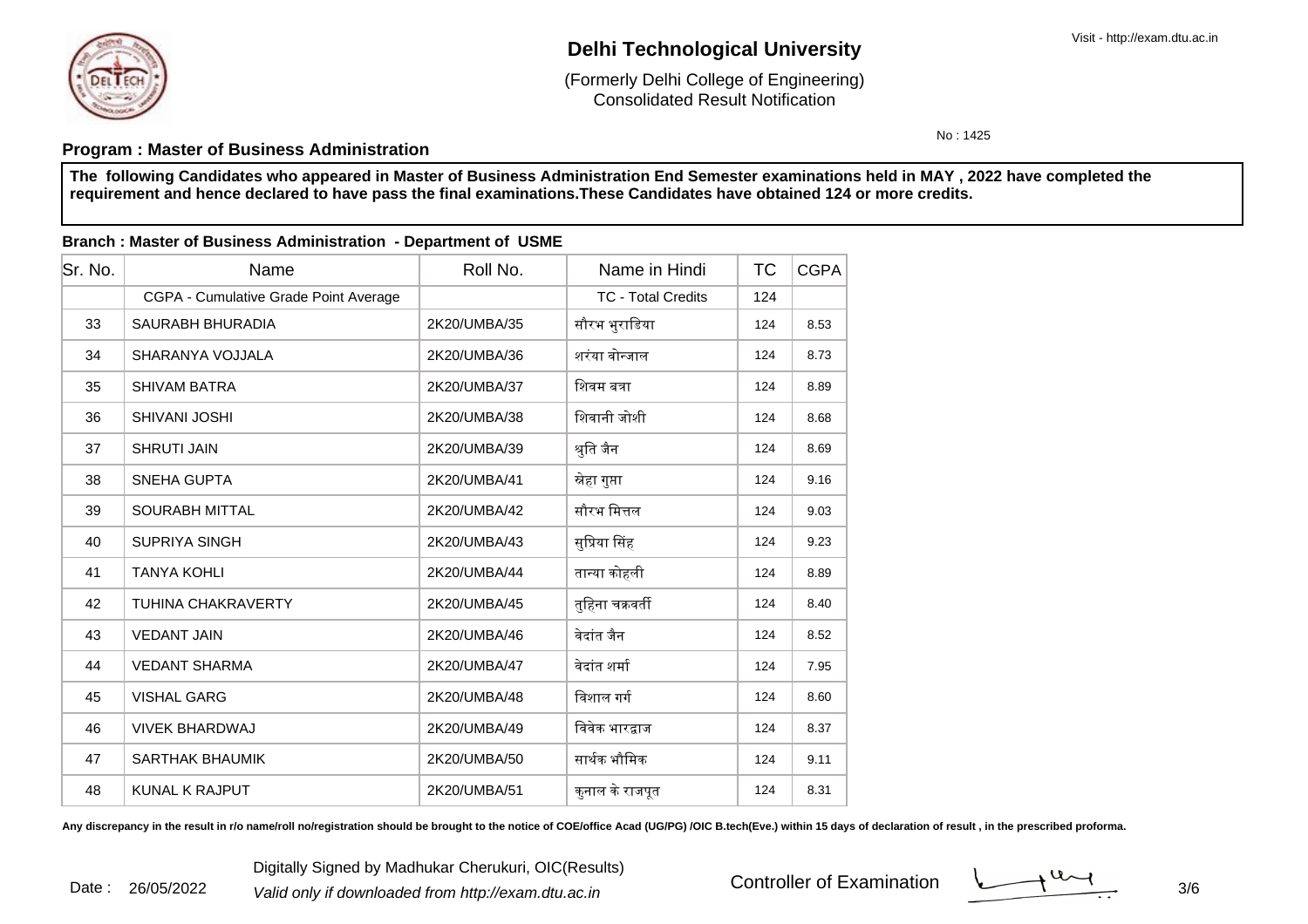# Delhi Technological University

(Formerly Delhi College of Engineering)
Consolidated Result Notification

No : 1425

**Program : Master of Business Administration**

**The following Candidates who appeared in Master of Business Administration End Semester examinations held in MAY , 2022 have completed the requirement and hence declared to have pass the final examinations.These Candidates have obtained 124 or more credits.**

**Branch : Master of Business Administration - Department of USME**

| Sr. No. | Name | Roll No. | Name in Hindi | TC | CGPA |
|---|---|---|---|---|---|
| | CGPA - Cumulative Grade Point Average | | TC - Total Credits | 124 | |
| 33 | SAURABH BHURADIA | 2K20/UMBA/35 | सौरभ भुराडिया | 124 | 8.53 |
| 34 | SHARANYA VOJJALA | 2K20/UMBA/36 | शरंया वोन्जाल | 124 | 8.73 |
| 35 | SHIVAM BATRA | 2K20/UMBA/37 | शिवम बत्रा | 124 | 8.89 |
| 36 | SHIVANI JOSHI | 2K20/UMBA/38 | शिवानी जोशी | 124 | 8.68 |
| 37 | SHRUTI JAIN | 2K20/UMBA/39 | श्रुति जैन | 124 | 8.69 |
| 38 | SNEHA GUPTA | 2K20/UMBA/41 | स्नेहा गुप्ता | 124 | 9.16 |
| 39 | SOURABH MITTAL | 2K20/UMBA/42 | सौरभ मित्तल | 124 | 9.03 |
| 40 | SUPRIYA SINGH | 2K20/UMBA/43 | सुप्रिया सिंह | 124 | 9.23 |
| 41 | TANYA KOHLI | 2K20/UMBA/44 | तान्या कोहली | 124 | 8.89 |
| 42 | TUHINA CHAKRAVERTY | 2K20/UMBA/45 | तुहिना चक्रवर्ती | 124 | 8.40 |
| 43 | VEDANT JAIN | 2K20/UMBA/46 | वेदांत जैन | 124 | 8.52 |
| 44 | VEDANT SHARMA | 2K20/UMBA/47 | वेदांत शर्मा | 124 | 7.95 |
| 45 | VISHAL GARG | 2K20/UMBA/48 | विशाल गर्ग | 124 | 8.60 |
| 46 | VIVEK BHARDWAJ | 2K20/UMBA/49 | विवेक भारद्वाज | 124 | 8.37 |
| 47 | SARTHAK BHAUMIK | 2K20/UMBA/50 | सार्थक भौमिक | 124 | 9.11 |
| 48 | KUNAL K RAJPUT | 2K20/UMBA/51 | कुनाल के राजपूत | 124 | 8.31 |

**Any discrepancy in the result in r/o name/roll no/registration should be brought to the notice of COE/office Acad (UG/PG) /OIC B.tech(Eve.) within 15 days of declaration of result , in the prescribed proforma.**

Date : 26/05/2022

Digitally Signed by Madhukar Cherukuri, OIC(Results)
*Valid only if downloaded from http://exam.dtu.ac.in*

Controller of Examination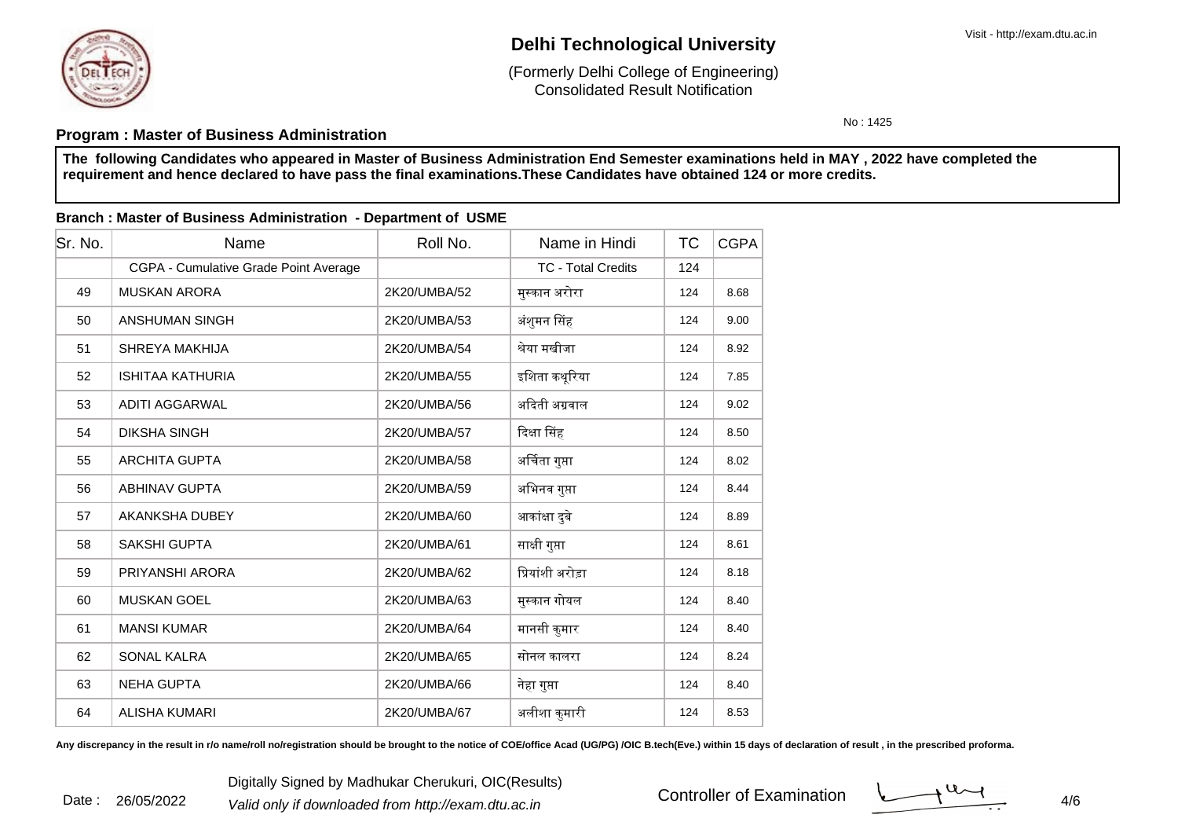# Delhi Technological University

(Formerly Delhi College of Engineering)
Consolidated Result Notification

Visit - http://exam.dtu.ac.in

No : 1425

**Program : Master of Business Administration**

**The following Candidates who appeared in Master of Business Administration End Semester examinations held in MAY , 2022 have completed the requirement and hence declared to have pass the final examinations.These Candidates have obtained 124 or more credits.**

**Branch : Master of Business Administration - Department of USME**

| Sr. No. | Name | Roll No. | Name in Hindi | TC | CGPA |
|---|---|---|---|---|---|
| | CGPA - Cumulative Grade Point Average | | TC - Total Credits | 124 | |
| 49 | MUSKAN ARORA | 2K20/UMBA/52 | मुस्कान अरोरा | 124 | 8.68 |
| 50 | ANSHUMAN SINGH | 2K20/UMBA/53 | अंशुमन सिंह | 124 | 9.00 |
| 51 | SHREYA MAKHIJA | 2K20/UMBA/54 | श्रेया मखीजा | 124 | 8.92 |
| 52 | ISHITAA KATHURIA | 2K20/UMBA/55 | इशिता कथूरिया | 124 | 7.85 |
| 53 | ADITI AGGARWAL | 2K20/UMBA/56 | अदिती अग्रवाल | 124 | 9.02 |
| 54 | DIKSHA SINGH | 2K20/UMBA/57 | दिक्षा सिंह | 124 | 8.50 |
| 55 | ARCHITA GUPTA | 2K20/UMBA/58 | अर्चिता गुप्ता | 124 | 8.02 |
| 56 | ABHINAV GUPTA | 2K20/UMBA/59 | अभिनव गुप्ता | 124 | 8.44 |
| 57 | AKANKSHA DUBEY | 2K20/UMBA/60 | आकांक्षा दुबे | 124 | 8.89 |
| 58 | SAKSHI GUPTA | 2K20/UMBA/61 | साक्षी गुप्ता | 124 | 8.61 |
| 59 | PRIYANSHI ARORA | 2K20/UMBA/62 | प्रियांशी अरोड़ा | 124 | 8.18 |
| 60 | MUSKAN GOEL | 2K20/UMBA/63 | मुस्कान गोयल | 124 | 8.40 |
| 61 | MANSI KUMAR | 2K20/UMBA/64 | मानसी कुमार | 124 | 8.40 |
| 62 | SONAL KALRA | 2K20/UMBA/65 | सोनल कालरा | 124 | 8.24 |
| 63 | NEHA GUPTA | 2K20/UMBA/66 | नेहा गुप्ता | 124 | 8.40 |
| 64 | ALISHA KUMARI | 2K20/UMBA/67 | अलीशा कुमारी | 124 | 8.53 |

**Any discrepancy in the result in r/o name/roll no/registration should be brought to the notice of COE/office Acad (UG/PG) /OIC B.tech(Eve.) within 15 days of declaration of result , in the prescribed proforma.**

Date : 26/05/2022

Digitally Signed by Madhukar Cherukuri, OIC(Results)

*Valid only if downloaded from http://exam.dtu.ac.in*

Controller of Examination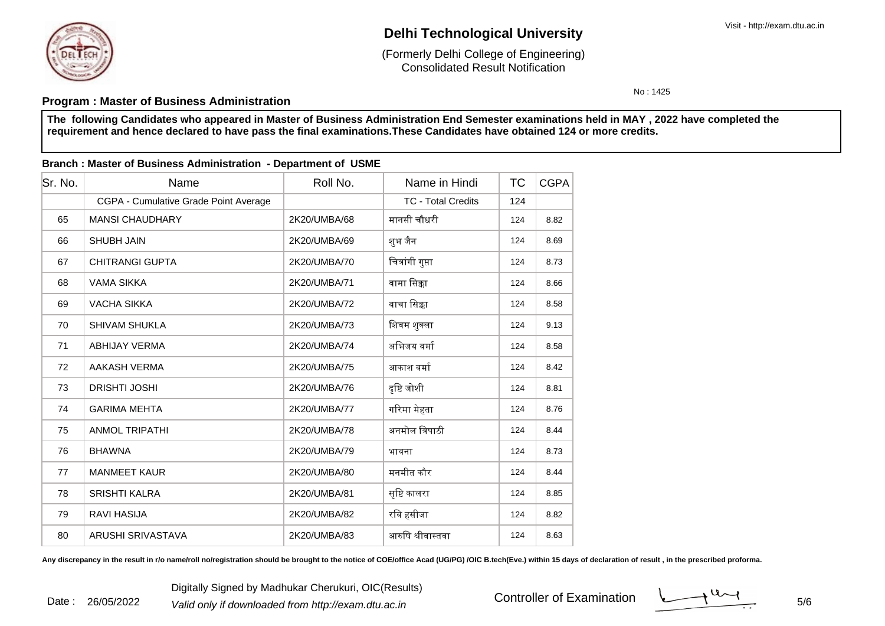# Delhi Technological University

(Formerly Delhi College of Engineering)
Consolidated Result Notification

No : 1425

**Program : Master of Business Administration**

**The following Candidates who appeared in Master of Business Administration End Semester examinations held in MAY , 2022 have completed the requirement and hence declared to have pass the final examinations.These Candidates have obtained 124 or more credits.**

**Branch : Master of Business Administration - Department of USME**

| Sr. No. | Name | Roll No. | Name in Hindi | TC | CGPA |
|---|---|---|---|---|---|
| | CGPA - Cumulative Grade Point Average | | TC - Total Credits | 124 | |
| 65 | MANSI CHAUDHARY | 2K20/UMBA/68 | मानसी चौधरी | 124 | 8.82 |
| 66 | SHUBH JAIN | 2K20/UMBA/69 | शुभ जैन | 124 | 8.69 |
| 67 | CHITRANGI GUPTA | 2K20/UMBA/70 | चित्रांगी गुप्ता | 124 | 8.73 |
| 68 | VAMA SIKKA | 2K20/UMBA/71 | वामा सिक्का | 124 | 8.66 |
| 69 | VACHA SIKKA | 2K20/UMBA/72 | वाचा सिक्का | 124 | 8.58 |
| 70 | SHIVAM SHUKLA | 2K20/UMBA/73 | शिवम शुक्ला | 124 | 9.13 |
| 71 | ABHIJAY VERMA | 2K20/UMBA/74 | अभिजय वर्मा | 124 | 8.58 |
| 72 | AAKASH VERMA | 2K20/UMBA/75 | आकाश वर्मा | 124 | 8.42 |
| 73 | DRISHTI JOSHI | 2K20/UMBA/76 | दृष्टि जोशी | 124 | 8.81 |
| 74 | GARIMA MEHTA | 2K20/UMBA/77 | गरिमा मेहता | 124 | 8.76 |
| 75 | ANMOL TRIPATHI | 2K20/UMBA/78 | अनमोल त्रिपाठी | 124 | 8.44 |
| 76 | BHAWNA | 2K20/UMBA/79 | भावना | 124 | 8.73 |
| 77 | MANMEET KAUR | 2K20/UMBA/80 | मनमीत कौर | 124 | 8.44 |
| 78 | SRISHTI KALRA | 2K20/UMBA/81 | सृष्टि कालरा | 124 | 8.85 |
| 79 | RAVI HASIJA | 2K20/UMBA/82 | रवि हसीजा | 124 | 8.82 |
| 80 | ARUSHI SRIVASTAVA | 2K20/UMBA/83 | आरुषि श्रीवास्तवा | 124 | 8.63 |

**Any discrepancy in the result in r/o name/roll no/registration should be brought to the notice of COE/office Acad (UG/PG) /OIC B.tech(Eve.) within 15 days of declaration of result , in the prescribed proforma.**

Date : 26/05/2022

Digitally Signed by Madhukar Cherukuri, OIC(Results)

*Valid only if downloaded from http://exam.dtu.ac.in*

Controller of Examination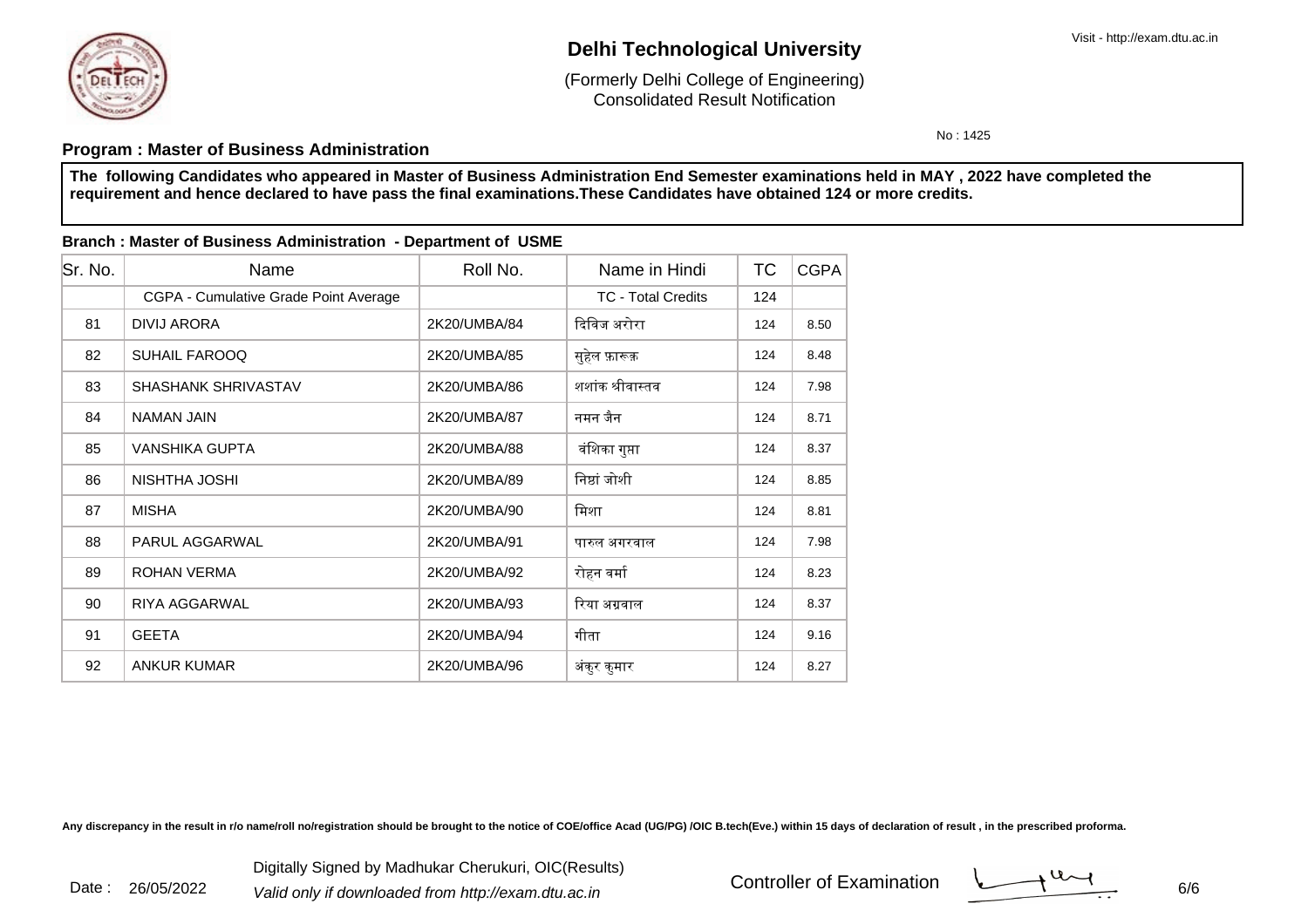# Delhi Technological University

(Formerly Delhi College of Engineering)
Consolidated Result Notification

Visit - http://exam.dtu.ac.in

No : 1425

**Program : Master of Business Administration**

**The following Candidates who appeared in Master of Business Administration End Semester examinations held in MAY , 2022 have completed the requirement and hence declared to have pass the final examinations.These Candidates have obtained 124 or more credits.**

**Branch : Master of Business Administration - Department of USME**

| Sr. No. | Name | Roll No. | Name in Hindi | TC | CGPA |
|---|---|---|---|---|---|
| | CGPA - Cumulative Grade Point Average | | TC - Total Credits | 124 | |
| 81 | DIVIJ ARORA | 2K20/UMBA/84 | दिविज अरोरा | 124 | 8.50 |
| 82 | SUHAIL FAROOQ | 2K20/UMBA/85 | सुहेल फ़ारूक़ | 124 | 8.48 |
| 83 | SHASHANK SHRIVASTAV | 2K20/UMBA/86 | शशांक श्रीवास्तव | 124 | 7.98 |
| 84 | NAMAN JAIN | 2K20/UMBA/87 | नमन जैन | 124 | 8.71 |
| 85 | VANSHIKA GUPTA | 2K20/UMBA/88 | वंशिका गुप्ता | 124 | 8.37 |
| 86 | NISHTHA JOSHI | 2K20/UMBA/89 | निष्ठां जोशी | 124 | 8.85 |
| 87 | MISHA | 2K20/UMBA/90 | मिशा | 124 | 8.81 |
| 88 | PARUL AGGARWAL | 2K20/UMBA/91 | पारुल अगरवाल | 124 | 7.98 |
| 89 | ROHAN VERMA | 2K20/UMBA/92 | रोहन वर्मा | 124 | 8.23 |
| 90 | RIYA AGGARWAL | 2K20/UMBA/93 | रिया अग्रवाल | 124 | 8.37 |
| 91 | GEETA | 2K20/UMBA/94 | गीता | 124 | 9.16 |
| 92 | ANKUR KUMAR | 2K20/UMBA/96 | अंकुर कुमार | 124 | 8.27 |

**Any discrepancy in the result in r/o name/roll no/registration should be brought to the notice of COE/office Acad (UG/PG) /OIC B.tech(Eve.) within 15 days of declaration of result , in the prescribed proforma.**

Date : 26/05/2022

Digitally Signed by Madhukar Cherukuri, OIC(Results)
*Valid only if downloaded from http://exam.dtu.ac.in*

Controller of Examination